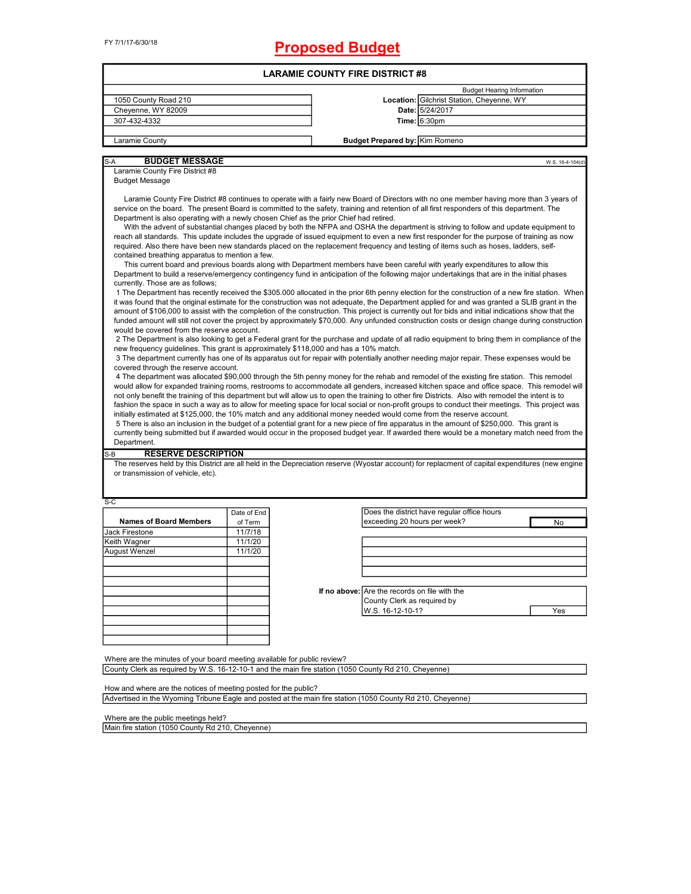FY 7/1/17-6/30/18

# Proposed Budget

## LARAMIE COUNTY FIRE DISTRICT #8

| | Budget Hearing Information | |
|---|---|---|
| 1050 County Road 210 | **Location:** | Gilchrist Station, Cheyenne, WY |
| Cheyenne, WY 82009 | **Date:** | 5/24/2017 |
| 307-432-4332 | **Time:** | 6:30pm |
| Laramie County | **Budget Prepared by:** | Kim Romeno |

### S-A BUDGET MESSAGE

W.S. 16-4-104(d)

Laramie County Fire District #8
Budget Message

Laramie County Fire District #8 continues to operate with a fairly new Board of Directors with no one member having more than 3 years of service on the board. The present Board is committed to the safety, training and retention of all first responders of this department. The Department is also operating with a newly chosen Chief as the prior Chief had retired.

With the advent of substantial changes placed by both the NFPA and OSHA the department is striving to follow and update equipment to reach all standards. This update includes the upgrade of issued equipment to even a new first responder for the purpose of training as now required. Also there have been new standards placed on the replacement frequency and testing of items such as hoses, ladders, self-contained breathing apparatus to mention a few.

This current board and previous boards along with Department members have been careful with yearly expenditures to allow this Department to build a reserve/emergency contingency fund in anticipation of the following major undertakings that are in the initial phases currently. Those are as follows;

1 The Department has recently received the $305.000 allocated in the prior 6th penny election for the construction of a new fire station. When it was found that the original estimate for the construction was not adequate, the Department applied for and was granted a SLIB grant in the amount of $106,000 to assist with the completion of the construction. This project is currently out for bids and initial indications show that the funded amount will still not cover the project by approximately $70,000. Any unfunded construction costs or design change during construction would be covered from the reserve account.

2 The Department is also looking to get a Federal grant for the purchase and update of all radio equipment to bring them in compliance of the new frequency guidelines. This grant is approximately $118,000 and has a 10% match.

3 The department currently has one of its apparatus out for repair with potentially another needing major repair. These expenses would be covered through the reserve account.

4 The department was allocated $90,000 through the 5th penny money for the rehab and remodel of the existing fire station. This remodel would allow for expanded training rooms, restrooms to accommodate all genders, increased kitchen space and office space. This remodel will not only benefit the training of this department but will allow us to open the training to other fire Districts. Also with remodel the intent is to fashion the space in such a way as to allow for meeting space for local social or non-profit groups to conduct their meetings. This project was initially estimated at $125,000, the 10% match and any additional money needed would come from the reserve account.

5 There is also an inclusion in the budget of a potential grant for a new piece of fire apparatus in the amount of $250,000. This grant is currently being submitted but if awarded would occur in the proposed budget year. If awarded there would be a monetary match need from the Department.

### S-B RESERVE DESCRIPTION

The reserves held by this District are all held in the Depreciation reserve (Wyostar account) for replacment of capital expenditures (new engine or transmission of vehicle, etc).

### S-C

| Names of Board Members | Date of End of Term |
|---|---|
| Jack Firestone | 11/7/18 |
| Keith Wagner | 11/1/20 |
| August Wenzel | 11/1/20 |

| | |
|---|---|
| Does the district have regular office hours exceeding 20 hours per week? | No |

**If no above:**

| | |
|---|---|
| Are the records on file with the County Clerk as required by W.S. 16-12-10-1? | Yes |

Where are the minutes of your board meeting available for public review?
County Clerk as required by W.S. 16-12-10-1 and the main fire station (1050 County Rd 210, Cheyenne)

How and where are the notices of meeting posted for the public?
Advertised in the Wyoming Tribune Eagle and posted at the main fire station (1050 County Rd 210, Cheyenne)

Where are the public meetings held?
Main fire station (1050 County Rd 210, Cheyenne)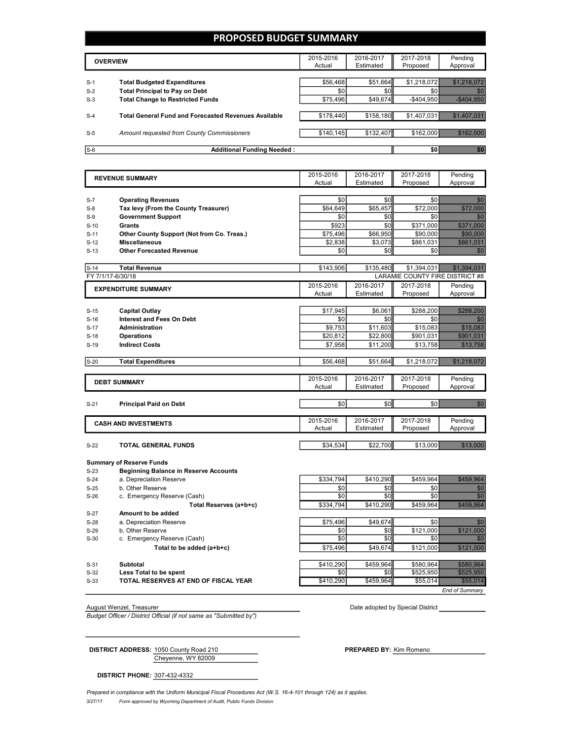# PROPOSED BUDGET SUMMARY

| | OVERVIEW | 2015-2016 Actual | 2016-2017 Estimated | 2017-2018 Proposed | Pending Approval |
|---|---|---|---|---|---|
| S-1 | **Total Budgeted Expenditures** | $56,468 | $51,664 | $1,218,072 | $1,218,072 |
| S-2 | **Total Principal to Pay on Debt** | $0 | $0 | $0 | $0 |
| S-3 | **Total Change to Restricted Funds** | $75,496 | $49,674 | -$404,950 | -$404,950 |
| S-4 | **Total General Fund and Forecasted Revenues Available** | $178,440 | $158,180 | $1,407,031 | $1,407,031 |
| S-5 | *Amount requested from County Commissioners* | $140,145 | $132,407 | $162,000 | $162,000 |
| S-6 | **Additional Funding Needed :** | | | $0 | $0 |

| | REVENUE SUMMARY | 2015-2016 Actual | 2016-2017 Estimated | 2017-2018 Proposed | Pending Approval |
|---|---|---|---|---|---|
| S-7 | **Operating Revenues** | $0 | $0 | $0 | $0 |
| S-8 | **Tax levy (From the County Treasurer)** | $64,649 | $65,457 | $72,000 | $72,000 |
| S-9 | **Government Support** | $0 | $0 | $0 | $0 |
| S-10 | **Grants** | $923 | $0 | $371,000 | $371,000 |
| S-11 | **Other County Support (Not from Co. Treas.)** | $75,496 | $66,950 | $90,000 | $90,000 |
| S-12 | **Miscellaneous** | $2,838 | $3,073 | $861,031 | $861,031 |
| S-13 | **Other Forecasted Revenue** | $0 | $0 | $0 | $0 |
| S-14 | **Total Revenue** | $143,906 | $135,480 | $1,394,031 | $1,394,031 |

FY 7/1/17-6/30/18 LARAMIE COUNTY FIRE DISTRICT #8

| | EXPENDITURE SUMMARY | 2015-2016 Actual | 2016-2017 Estimated | 2017-2018 Proposed | Pending Approval |
|---|---|---|---|---|---|
| S-15 | **Capital Outlay** | $17,945 | $6,061 | $288,200 | $288,200 |
| S-16 | **Interest and Fees On Debt** | $0 | $0 | $0 | $0 |
| S-17 | **Administration** | $9,753 | $11,603 | $15,083 | $15,083 |
| S-18 | **Operations** | $20,812 | $22,800 | $901,031 | $901,031 |
| S-19 | **Indirect Costs** | $7,958 | $11,200 | $13,758 | $13,758 |
| S-20 | **Total Expenditures** | $56,468 | $51,664 | $1,218,072 | $1,218,072 |

| | DEBT SUMMARY | 2015-2016 Actual | 2016-2017 Estimated | 2017-2018 Proposed | Pending Approval |
|---|---|---|---|---|---|
| S-21 | **Principal Paid on Debt** | $0 | $0 | $0 | $0 |

| | CASH AND INVESTMENTS | 2015-2016 Actual | 2016-2017 Estimated | 2017-2018 Proposed | Pending Approval |
|---|---|---|---|---|---|
| S-22 | **TOTAL GENERAL FUNDS** | $34,534 | $22,700 | $13,000 | $13,000 |
| | **Summary of Reserve Funds** | | | | |
| S-23 | **Beginning Balance in Reserve Accounts** | | | | |
| S-24 | a. Depreciation Reserve | $334,794 | $410,290 | $459,964 | $459,964 |
| S-25 | b. Other Reserve | $0 | $0 | $0 | $0 |
| S-26 | c. Emergency Reserve (Cash) | $0 | $0 | $0 | $0 |
| | **Total Reserves (a+b+c)** | $334,794 | $410,290 | $459,964 | $459,964 |
| S-27 | **Amount to be added** | | | | |
| S-28 | a. Depreciation Reserve | $75,496 | $49,674 | $0 | $0 |
| S-29 | b. Other Reserve | $0 | $0 | $121,000 | $121,000 |
| S-30 | c. Emergency Reserve (Cash) | $0 | $0 | $0 | $0 |
| | **Total to be added (a+b+c)** | $75,496 | $49,674 | $121,000 | $121,000 |
| S-31 | **Subtotal** | $410,290 | $459,964 | $580,964 | $580,964 |
| S-32 | **Less Total to be spent** | $0 | $0 | $525,950 | $525,950 |
| S-33 | **TOTAL RESERVES AT END OF FISCAL YEAR** | $410,290 | $459,964 | $55,014 | $55,014 |

*End of Summary*

August Wenzel, Treasurer

*Budget Officer / District Official (if not same as "Submitted by")*

Date adopted by Special District

**DISTRICT ADDRESS:** 1050 County Road 210
Cheyenne, WY 82009

**PREPARED BY:** Kim Romeno

**DISTRICT PHONE:** 307-432-4332

*Prepared in compliance with the Uniform Municipal Fiscal Procedures Act (W.S. 16-4-101 through 124) as it applies.*

3/27/17 *Form approved by Wyoming Department of Audit, Public Funds Division*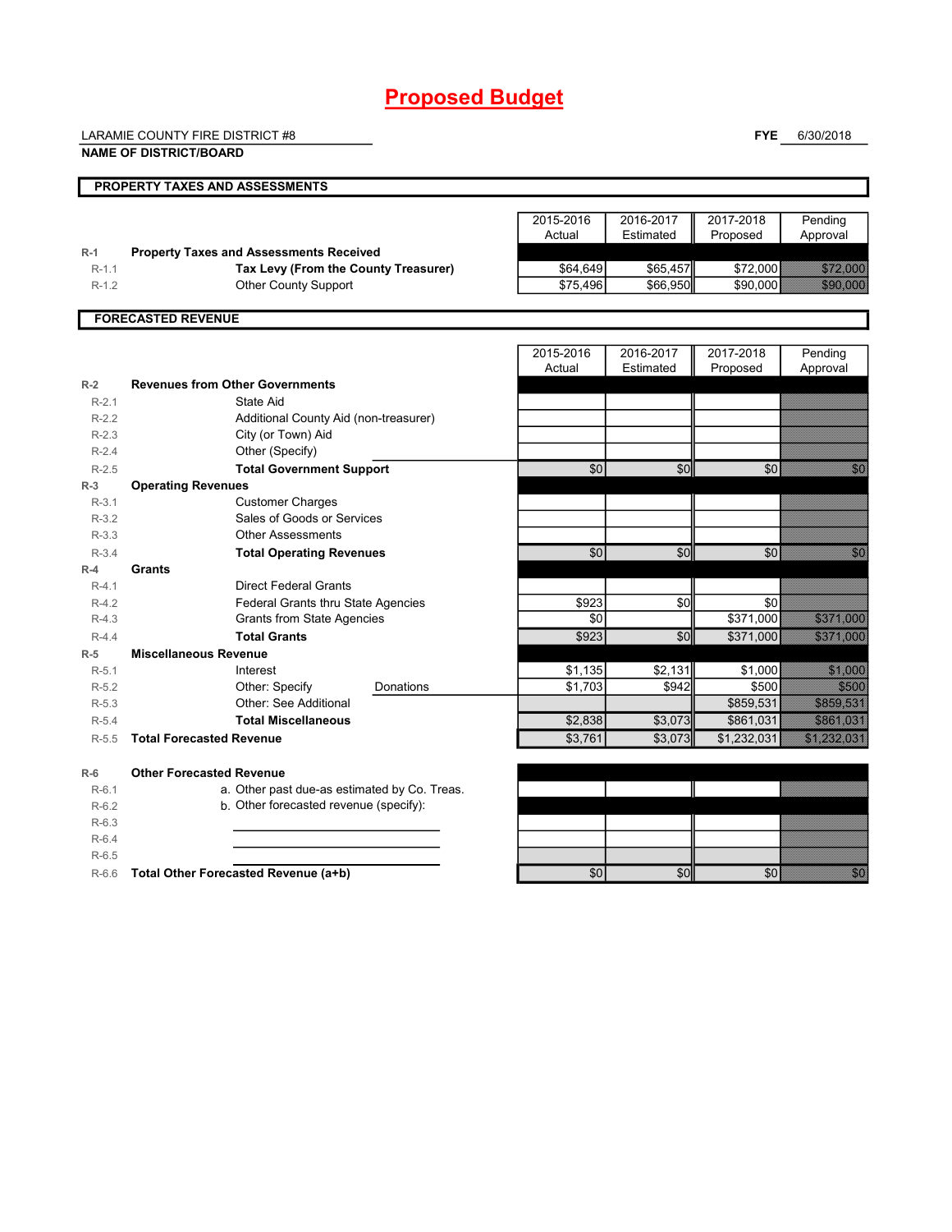# Proposed Budget

LARAMIE COUNTY FIRE DISTRICT #8

**NAME OF DISTRICT/BOARD**

**FYE** 6/30/2018

## PROPERTY TAXES AND ASSESSMENTS

| | | 2015-2016 Actual | 2016-2017 Estimated | 2017-2018 Proposed | Pending Approval |
|---|---|---|---|---|---|
| R-1 | **Property Taxes and Assessments Received** | | | | |
| R-1.1 | **Tax Levy (From the County Treasurer)** | $64,649 | $65,457 | $72,000 | $72,000 |
| R-1.2 | Other County Support | $75,496 | $66,950 | $90,000 | $90,000 |

## FORECASTED REVENUE

| | | 2015-2016 Actual | 2016-2017 Estimated | 2017-2018 Proposed | Pending Approval |
|---|---|---|---|---|---|
| R-2 | **Revenues from Other Governments** | | | | |
| R-2.1 | State Aid | | | | |
| R-2.2 | Additional County Aid (non-treasurer) | | | | |
| R-2.3 | City (or Town) Aid | | | | |
| R-2.4 | Other (Specify) | | | | |
| R-2.5 | **Total Government Support** | $0 | $0 | $0 | $0 |
| R-3 | **Operating Revenues** | | | | |
| R-3.1 | Customer Charges | | | | |
| R-3.2 | Sales of Goods or Services | | | | |
| R-3.3 | Other Assessments | | | | |
| R-3.4 | **Total Operating Revenues** | $0 | $0 | $0 | $0 |
| R-4 | **Grants** | | | | |
| R-4.1 | Direct Federal Grants | | | | |
| R-4.2 | Federal Grants thru State Agencies | $923 | $0 | $0 | |
| R-4.3 | Grants from State Agencies | $0 | | $371,000 | $371,000 |
| R-4.4 | **Total Grants** | $923 | $0 | $371,000 | $371,000 |
| R-5 | **Miscellaneous Revenue** | | | | |
| R-5.1 | Interest | $1,135 | $2,131 | $1,000 | $1,000 |
| R-5.2 | Other: Specify Donations | $1,703 | $942 | $500 | $500 |
| R-5.3 | Other: See Additional | | | $859,531 | $859,531 |
| R-5.4 | **Total Miscellaneous** | $2,838 | $3,073 | $861,031 | $861,031 |
| R-5.5 | **Total Forecasted Revenue** | $3,761 | $3,073 | $1,232,031 | $1,232,031 |
| R-6 | **Other Forecasted Revenue** | | | | |
| R-6.1 | a. Other past due-as estimated by Co. Treas. | | | | |
| R-6.2 | b. Other forecasted revenue (specify): | | | | |
| R-6.3 | | | | | |
| R-6.4 | | | | | |
| R-6.5 | | | | | |
| R-6.6 | **Total Other Forecasted Revenue (a+b)** | $0 | $0 | $0 | $0 |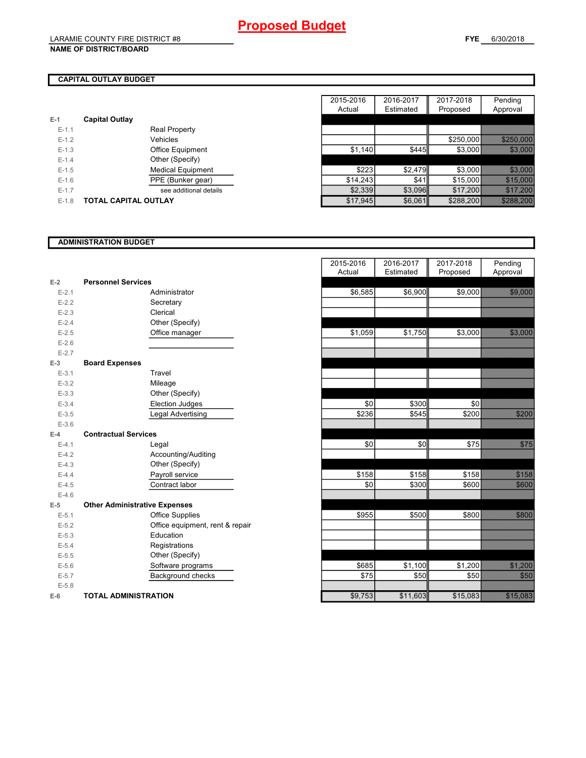# Proposed Budget

LARAMIE COUNTY FIRE DISTRICT #8
**NAME OF DISTRICT/BOARD**

**FYE** 6/30/2018

## CAPITAL OUTLAY BUDGET

| | | | 2015-2016 Actual | 2016-2017 Estimated | 2017-2018 Proposed | Pending Approval |
|---|---|---|---|---|---|---|
| **E-1** | **Capital Outlay** | | | | | |
| E-1.1 | | Real Property | | | | |
| E-1.2 | | Vehicles | | | $250,000 | $250,000 |
| E-1.3 | | Office Equipment | $1,140 | $445 | $3,000 | $3,000 |
| E-1.4 | | Other (Specify) | | | | |
| E-1.5 | | Medical Equipment | $223 | $2,479 | $3,000 | $3,000 |
| E-1.6 | | PPE (Bunker gear) | $14,243 | $41 | $15,000 | $15,000 |
| E-1.7 | | see additional details | $2,339 | $3,096 | $17,200 | $17,200 |
| E-1.8 | **TOTAL CAPITAL OUTLAY** | | $17,945 | $6,061 | $288,200 | $288,200 |

## ADMINISTRATION BUDGET

| | | | 2015-2016 Actual | 2016-2017 Estimated | 2017-2018 Proposed | Pending Approval |
|---|---|---|---|---|---|---|
| **E-2** | **Personnel Services** | | | | | |
| E-2.1 | | Administrator | $6,585 | $6,900 | $9,000 | $9,000 |
| E-2.2 | | Secretary | | | | |
| E-2.3 | | Clerical | | | | |
| E-2.4 | | Other (Specify) | | | | |
| E-2.5 | | Office manager | $1,059 | $1,750 | $3,000 | $3,000 |
| E-2.6 | | | | | | |
| E-2.7 | | | | | | |
| **E-3** | **Board Expenses** | | | | | |
| E-3.1 | | Travel | | | | |
| E-3.2 | | Mileage | | | | |
| E-3.3 | | Other (Specify) | | | | |
| E-3.4 | | Election Judges | $0 | $300 | $0 | |
| E-3.5 | | Legal Advertising | $236 | $545 | $200 | $200 |
| E-3.6 | | | | | | |
| **E-4** | **Contractual Services** | | | | | |
| E-4.1 | | Legal | $0 | $0 | $75 | $75 |
| E-4.2 | | Accounting/Auditing | | | | |
| E-4.3 | | Other (Specify) | | | | |
| E-4.4 | | Payroll service | $158 | $158 | $158 | $158 |
| E-4.5 | | Contract labor | $0 | $300 | $600 | $600 |
| E-4.6 | | | | | | |
| **E-5** | **Other Administrative Expenses** | | | | | |
| E-5.1 | | Office Supplies | $955 | $500 | $800 | $800 |
| E-5.2 | | Office equipment, rent & repair | | | | |
| E-5.3 | | Education | | | | |
| E-5.4 | | Registrations | | | | |
| E-5.5 | | Other (Specify) | | | | |
| E-5.6 | | Software programs | $685 | $1,100 | $1,200 | $1,200 |
| E-5.7 | | Background checks | $75 | $50 | $50 | $50 |
| E-5.8 | | | | | | |
| **E-6** | **TOTAL ADMINISTRATION** | | $9,753 | $11,603 | $15,083 | $15,083 |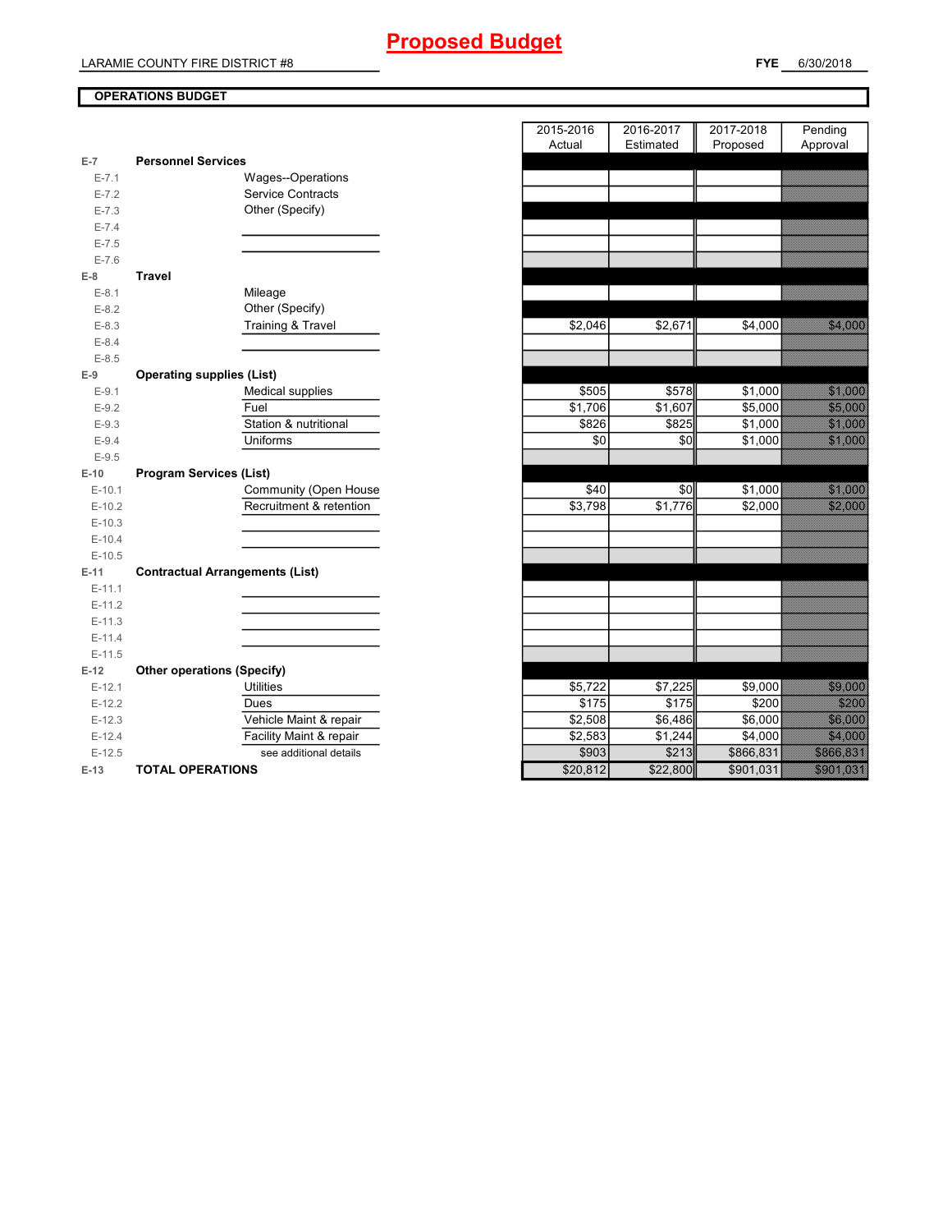# Proposed Budget

LARAMIE COUNTY FIRE DISTRICT #8 **FYE** 6/30/2018

**OPERATIONS BUDGET**

| | | 2015-2016 Actual | 2016-2017 Estimated | 2017-2018 Proposed | Pending Approval |
|---|---|---|---|---|---|
| **E-7** | **Personnel Services** | | | | |
| E-7.1 | Wages--Operations | | | | |
| E-7.2 | Service Contracts | | | | |
| E-7.3 | Other (Specify) | | | | |
| E-7.4 | | | | | |
| E-7.5 | | | | | |
| E-7.6 | | | | | |
| **E-8** | **Travel** | | | | |
| E-8.1 | Mileage | | | | |
| E-8.2 | Other (Specify) | | | | |
| E-8.3 | Training & Travel | $2,046 | $2,671 | $4,000 | $4,000 |
| E-8.4 | | | | | |
| E-8.5 | | | | | |
| **E-9** | **Operating supplies (List)** | | | | |
| E-9.1 | Medical supplies | $505 | $578 | $1,000 | $1,000 |
| E-9.2 | Fuel | $1,706 | $1,607 | $5,000 | $5,000 |
| E-9.3 | Station & nutritional | $826 | $825 | $1,000 | $1,000 |
| E-9.4 | Uniforms | $0 | $0 | $1,000 | $1,000 |
| E-9.5 | | | | | |
| **E-10** | **Program Services (List)** | | | | |
| E-10.1 | Community (Open House | $40 | $0 | $1,000 | $1,000 |
| E-10.2 | Recruitment & retention | $3,798 | $1,776 | $2,000 | $2,000 |
| E-10.3 | | | | | |
| E-10.4 | | | | | |
| E-10.5 | | | | | |
| **E-11** | **Contractual Arrangements (List)** | | | | |
| E-11.1 | | | | | |
| E-11.2 | | | | | |
| E-11.3 | | | | | |
| E-11.4 | | | | | |
| E-11.5 | | | | | |
| **E-12** | **Other operations (Specify)** | | | | |
| E-12.1 | Utilities | $5,722 | $7,225 | $9,000 | $9,000 |
| E-12.2 | Dues | $175 | $175 | $200 | $200 |
| E-12.3 | Vehicle Maint & repair | $2,508 | $6,486 | $6,000 | $6,000 |
| E-12.4 | Facility Maint & repair | $2,583 | $1,244 | $4,000 | $4,000 |
| E-12.5 | see additional details | $903 | $213 | $866,831 | $866,831 |
| **E-13** | **TOTAL OPERATIONS** | $20,812 | $22,800 | $901,031 | $901,031 |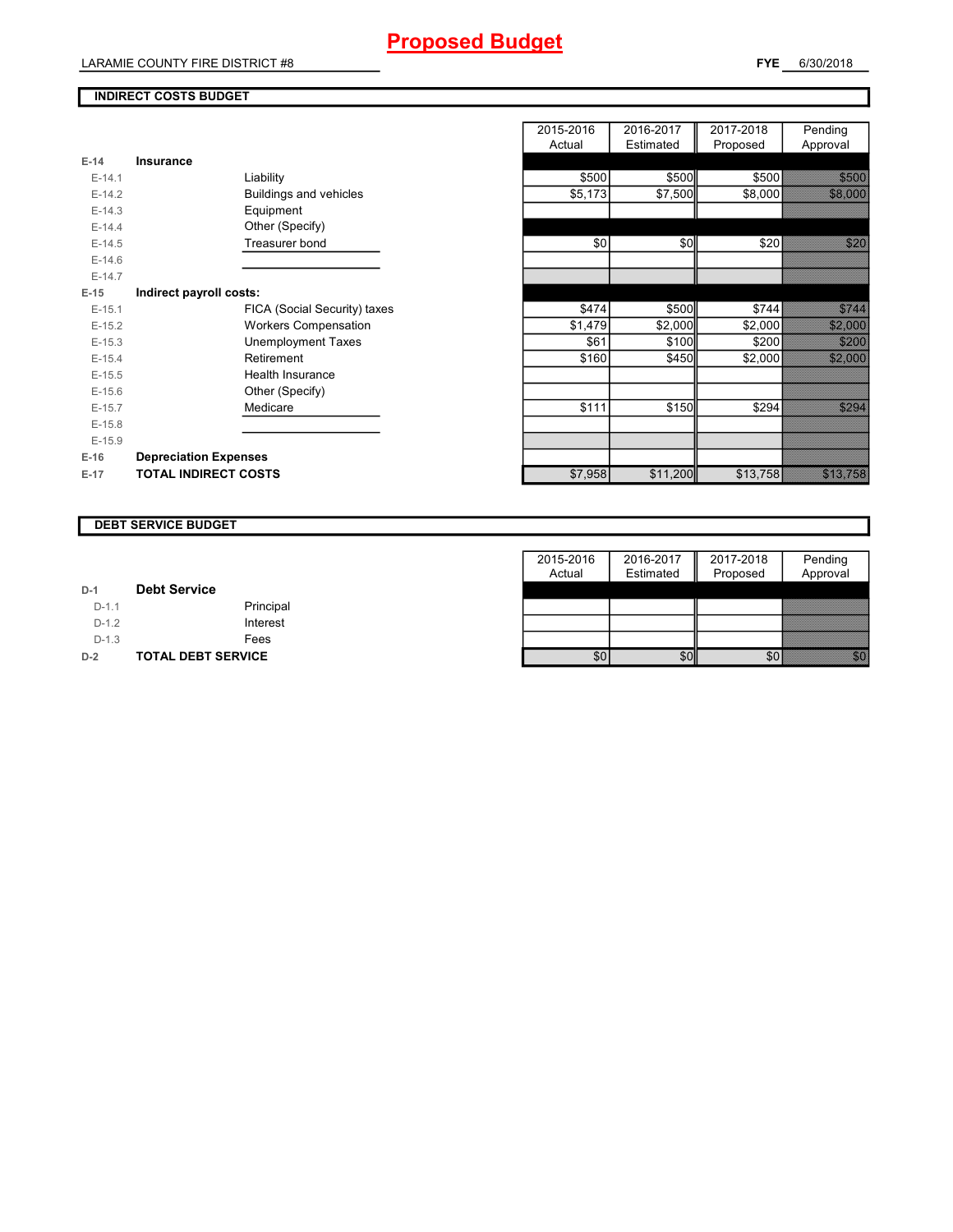# Proposed Budget

LARAMIE COUNTY FIRE DISTRICT #8

**FYE** 6/30/2018

## INDIRECT COSTS BUDGET

| | | | 2015-2016 Actual | 2016-2017 Estimated | 2017-2018 Proposed | Pending Approval |
|---|---|---|---|---|---|---|
| **E-14** | **Insurance** | | | | | |
| E-14.1 | | Liability | $500 | $500 | $500 | $500 |
| E-14.2 | | Buildings and vehicles | $5,173 | $7,500 | $8,000 | $8,000 |
| E-14.3 | | Equipment | | | | |
| E-14.4 | | Other (Specify) | | | | |
| E-14.5 | | Treasurer bond | $0 | $0 | $20 | $20 |
| E-14.6 | | | | | | |
| E-14.7 | | | | | | |
| **E-15** | **Indirect payroll costs:** | | | | | |
| E-15.1 | | FICA (Social Security) taxes | $474 | $500 | $744 | $744 |
| E-15.2 | | Workers Compensation | $1,479 | $2,000 | $2,000 | $2,000 |
| E-15.3 | | Unemployment Taxes | $61 | $100 | $200 | $200 |
| E-15.4 | | Retirement | $160 | $450 | $2,000 | $2,000 |
| E-15.5 | | Health Insurance | | | | |
| E-15.6 | | Other (Specify) | | | | |
| E-15.7 | | Medicare | $111 | $150 | $294 | $294 |
| E-15.8 | | | | | | |
| E-15.9 | | | | | | |
| **E-16** | **Depreciation Expenses** | | | | | |
| **E-17** | **TOTAL INDIRECT COSTS** | | $7,958 | $11,200 | $13,758 | $13,758 |

## DEBT SERVICE BUDGET

| | | | 2015-2016 Actual | 2016-2017 Estimated | 2017-2018 Proposed | Pending Approval |
|---|---|---|---|---|---|---|
| **D-1** | **Debt Service** | | | | | |
| D-1.1 | | Principal | | | | |
| D-1.2 | | Interest | | | | |
| D-1.3 | | Fees | | | | |
| **D-2** | **TOTAL DEBT SERVICE** | | $0 | $0 | $0 | $0 |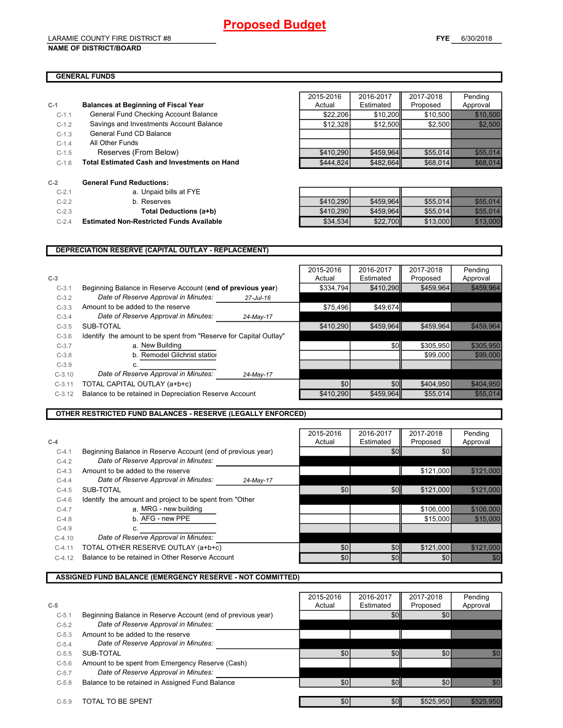# Proposed Budget

LARAMIE COUNTY FIRE DISTRICT #8

**NAME OF DISTRICT/BOARD**

**FYE** 6/30/2018

## GENERAL FUNDS

| | | 2015-2016 Actual | 2016-2017 Estimated | 2017-2018 Proposed | Pending Approval |
|---|---|---|---|---|---|
| **C-1** | **Balances at Beginning of Fiscal Year** | | | | |
| C-1.1 | General Fund Checking Account Balance | $22,206 | $10,200 | $10,500 | $10,500 |
| C-1.2 | Savings and Investments Account Balance | $12,328 | $12,500 | $2,500 | $2,500 |
| C-1.3 | General Fund CD Balance | | | | |
| C-1.4 | All Other Funds | | | | |
| C-1.5 | Reserves (From Below) | $410,290 | $459,964 | $55,014 | $55,014 |
| C-1.6 | **Total Estimated Cash and Investments on Hand** | $444,824 | $482,664 | $68,014 | $68,014 |
| **C-2** | **General Fund Reductions:** | | | | |
| C-2.1 | a. Unpaid bills at FYE | | | | |
| C-2.2 | b. Reserves | $410,290 | $459,964 | $55,014 | $55,014 |
| C-2.3 | **Total Deductions (a+b)** | $410,290 | $459,964 | $55,014 | $55,014 |
| C-2.4 | **Estimated Non-Restricted Funds Available** | $34,534 | $22,700 | $13,000 | $13,000 |

## DEPRECIATION RESERVE (CAPITAL OUTLAY - REPLACEMENT)

| C-3 | | 2015-2016 Actual | 2016-2017 Estimated | 2017-2018 Proposed | Pending Approval |
|---|---|---|---|---|---|
| C-3.1 | Beginning Balance in Reserve Account (**end of previous year**) | $334,794 | $410,290 | $459,964 | $459,964 |
| C-3.2 | *Date of Reserve Approval in Minutes:* *27-Jul-16* | | | | |
| C-3.3 | Amount to be added to the reserve | $75,496 | $49,674 | | |
| C-3.4 | *Date of Reserve Approval in Minutes:* *24-May-17* | | | | |
| C-3.5 | SUB-TOTAL | $410,290 | $459,964 | $459,964 | $459,964 |
| C-3.6 | Identify the amount to be spent from "Reserve for Capital Outlay" | | | | |
| C-3.7 | a. New Building | | $0 | $305,950 | $305,950 |
| C-3.8 | b. Remodel Gilchrist statioı | | | $99,000 | $99,000 |
| C-3.9 | c. | | | | |
| C-3.10 | *Date of Reserve Approval in Minutes:* *24-May-17* | | | | |
| C-3.11 | TOTAL CAPITAL OUTLAY (a+b+c) | $0 | $0 | $404,950 | $404,950 |
| C-3.12 | Balance to be retained in Depreciation Reserve Account | $410,290 | $459,964 | $55,014 | $55,014 |

## OTHER RESTRICTED FUND BALANCES - RESERVE (LEGALLY ENFORCED)

| C-4 | | 2015-2016 Actual | 2016-2017 Estimated | 2017-2018 Proposed | Pending Approval |
|---|---|---|---|---|---|
| C-4.1 | Beginning Balance in Reserve Account (end of previous year) | | $0 | $0 | |
| C-4.2 | *Date of Reserve Approval in Minutes:* | | | | |
| C-4.3 | Amount to be added to the reserve | | | $121,000 | $121,000 |
| C-4.4 | *Date of Reserve Approval in Minutes:* *24-May-17* | | | | |
| C-4.5 | SUB-TOTAL | $0 | $0 | $121,000 | $121,000 |
| C-4.6 | Identify the amount and project to be spent from "Other | | | | |
| C-4.7 | a. MRG - new building | | | $106,000 | $106,000 |
| C-4.8 | b. AFG - new PPE | | | $15,000 | $15,000 |
| C-4.9 | c. | | | | |
| C-4.10 | *Date of Reserve Approval in Minutes:* | | | | |
| C-4.11 | TOTAL OTHER RESERVE OUTLAY (a+b+c) | $0 | $0 | $121,000 | $121,000 |
| C-4.12 | Balance to be retained in Other Reserve Account | $0 | $0 | $0 | $0 |

## ASSIGNED FUND BALANCE (EMERGENCY RESERVE - NOT COMMITTED)

| C-5 | | 2015-2016 Actual | 2016-2017 Estimated | 2017-2018 Proposed | Pending Approval |
|---|---|---|---|---|---|
| C-5.1 | Beginning Balance in Reserve Account (end of previous year) | | $0 | $0 | |
| C-5.2 | *Date of Reserve Approval in Minutes:* | | | | |
| C-5.3 | Amount to be added to the reserve | | | | |
| C-5.4 | *Date of Reserve Approval in Minutes:* | | | | |
| C-5.5 | SUB-TOTAL | $0 | $0 | $0 | $0 |
| C-5.6 | Amount to be spent from Emergency Reserve (Cash) | | | | |
| C-5.7 | *Date of Reserve Approval in Minutes:* | | | | |
| C-5.8 | Balance to be retained in Assigned Fund Balance | $0 | $0 | $0 | $0 |
| C-5.9 | TOTAL TO BE SPENT | $0 | $0 | $525,950 | $525,950 |